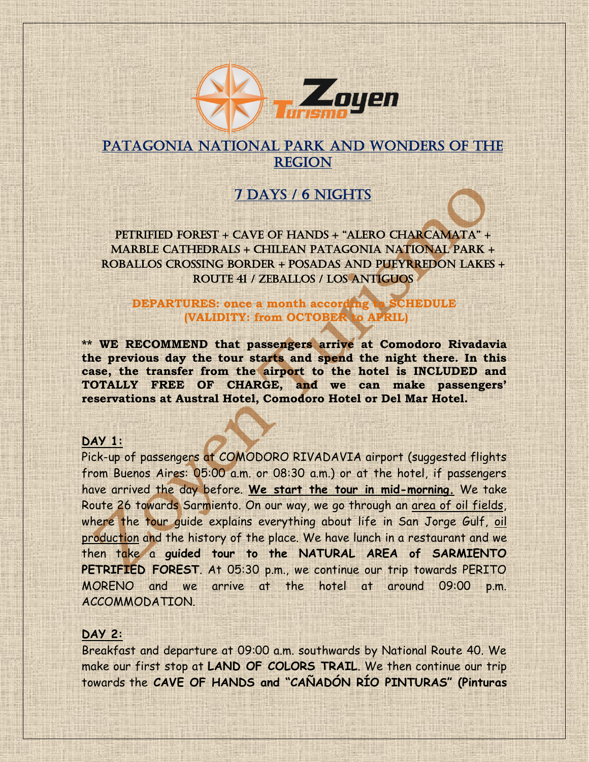# PATAGONIA NATIONAL PARK AND WONDERS OF THE REGION

## 7 DAYS / 6 NIGHTS

PETRIFIED FOREST + CAVE OF HANDS + "ALERO CHARCAMATA" + MARBLE CATHEDRALS + CHILEAN PATAGONIA NATIONAL PARK + ROBALLOS CROSSING BORDER + POSADAS AND PUEYRREDON LAKES + ROUTE 41 / ZEBALLOS / LOS ANTIGUOS

**DEPARTURES: once a month according to SCHEDULE (VALIDITY: from OCTOBER to APRIL)**

**\*\* WE RECOMMEND that passengers arrive at Comodoro Rivadavia the previous day the tour starts and spend the night there. In this case, the transfer from the airport to the hotel is INCLUDED and TOTALLY FREE OF CHARGE, and we can make passengers' reservations at Austral Hotel, Comodoro Hotel or Del Mar Hotel.**

### DAY 1:

Pick-up of passengers at COMODORO RIVADAVIA airport (suggested flights from Buenos Aires: 05:00 a.m. or 08:30 a.m.) or at the hotel, if passengers have arrived the day before. **We start the tour in mid-morning.** We take Route 26 towards Sarmiento. On our way, we go through an area of oil fields, where the tour guide explains everything about life in San Jorge Gulf, oil production and the history of the place. We have lunch in a restaurant and we then take a **guided tour to the NATURAL AREA of SARMIENTO PETRIFIED FOREST**. At 05:30 p.m., we continue our trip towards PERITO MORENO and we arrive at the hotel at around 09:00 p.m. ACCOMMODATION.

### DAY 2:

Breakfast and departure at 09:00 a.m. southwards by National Route 40. We make our first stop at **LAND OF COLORS TRAIL**. We then continue our trip towards the **CAVE OF HANDS and "CAÑADÓN RÍO PINTURAS" (Pinturas**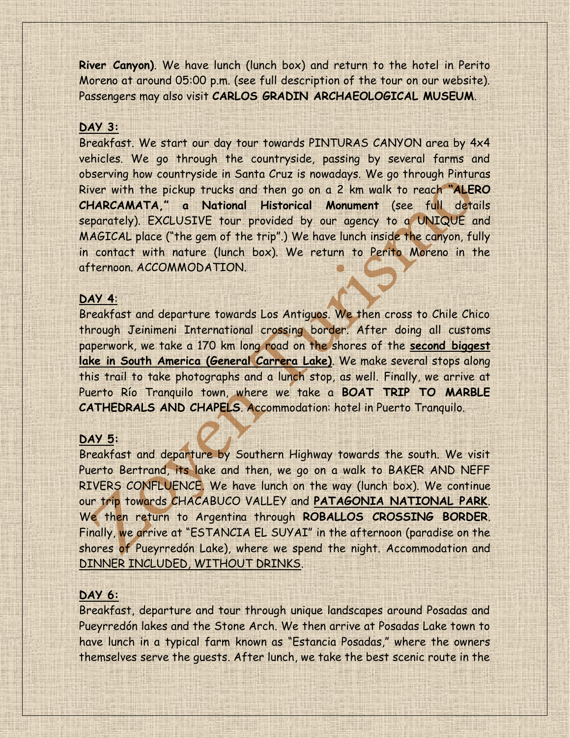**River Canyon)**. We have lunch (lunch box) and return to the hotel in Perito Moreno at around 05:00 p.m. (see full description of the tour on our website). Passengers may also visit **CARLOS GRADIN ARCHAEOLOGICAL MUSEUM**.

**DAY 3:**

Breakfast. We start our day tour towards PINTURAS CANYON area by 4x4 vehicles. We go through the countryside, passing by several farms and observing how countryside in Santa Cruz is nowadays. We go through Pinturas River with the pickup trucks and then go on a 2 km walk to reach **"ALERO CHARCAMATA," a National Historical Monument** (see full details separately). EXCLUSIVE tour provided by our agency to a UNIQUE and MAGICAL place ("the gem of the trip".) We have lunch inside the canyon, fully in contact with nature (lunch box). We return to Perito Moreno in the afternoon. ACCOMMODATION.

**DAY 4**:

Breakfast and departure towards Los Antiguos. We then cross to Chile Chico through Jeinimeni International crossing border. After doing all customs paperwork, we take a 170 km long road on the shores of the **second biggest lake in South America (General Carrera Lake)**. We make several stops along this trail to take photographs and a lunch stop, as well. Finally, we arrive at Puerto Río Tranquilo town, where we take a **BOAT TRIP TO MARBLE CATHEDRALS AND CHAPELS**. Accommodation: hotel in Puerto Tranquilo.

**DAY 5:**

Breakfast and departure by Southern Highway towards the south. We visit Puerto Bertrand, its lake and then, we go on a walk to BAKER AND NEFF RIVERS CONFLUENCE. We have lunch on the way (lunch box). We continue our trip towards CHACABUCO VALLEY and **PATAGONIA NATIONAL PARK**. We then return to Argentina through **ROBALLOS CROSSING BORDER**. Finally, we arrive at "ESTANCIA EL SUYAI" in the afternoon (paradise on the shores of Pueyrredón Lake), where we spend the night. Accommodation and DINNER INCLUDED, WITHOUT DRINKS.

**DAY 6:**

Breakfast, departure and tour through unique landscapes around Posadas and Pueyrredón lakes and the Stone Arch. We then arrive at Posadas Lake town to have lunch in a typical farm known as "Estancia Posadas," where the owners themselves serve the guests. After lunch, we take the best scenic route in the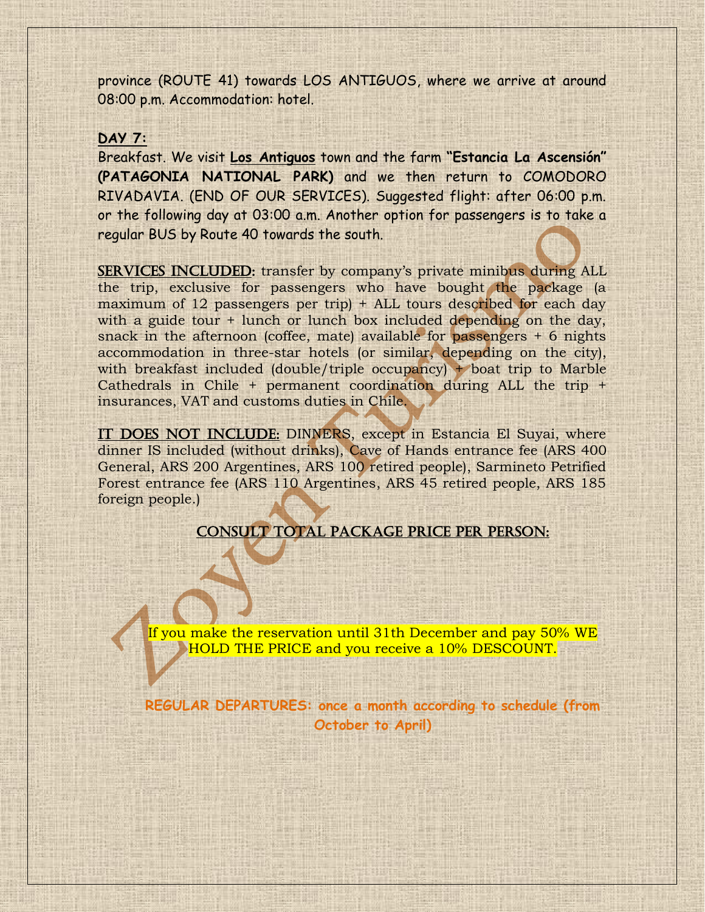province (ROUTE 41) towards LOS ANTIGUOS, where we arrive at around 08:00 p.m. Accommodation: hotel.

## DAY 7:

Breakfast. We visit **Los Antiguos** town and the farm **"Estancia La Ascensión" (PATAGONIA NATIONAL PARK)** and we then return to COMODORO RIVADAVIA. (END OF OUR SERVICES). Suggested flight: after 06:00 p.m. or the following day at 03:00 a.m. Another option for passengers is to take a regular BUS by Route 40 towards the south.

**SERVICES INCLUDED:** transfer by company's private minibus during ALL the trip, exclusive for passengers who have bought the package (a maximum of 12 passengers per trip) + ALL tours described for each day with a guide tour + lunch or lunch box included depending on the day, snack in the afternoon (coffee, mate) available for passengers + 6 nights accommodation in three-star hotels (or similar, depending on the city), with breakfast included (double/triple occupancy) + boat trip to Marble Cathedrals in Chile + permanent coordination during ALL the trip + insurances, VAT and customs duties in Chile.

**IT DOES NOT INCLUDE:** DINNERS, except in Estancia El Suyai, where dinner IS included (without drinks), Cave of Hands entrance fee (ARS 400 General, ARS 200 Argentines, ARS 100 retired people), Sarmineto Petrified Forest entrance fee (ARS 110 Argentines, ARS 45 retired people, ARS 185 foreign people.)

## CONSULT TOTAL PACKAGE PRICE PER PERSON:

If you make the reservation until 31th December and pay 50% WE HOLD THE PRICE and you receive a 10% DESCOUNT.

**REGULAR DEPARTURES: once a month according to schedule (from October to April)**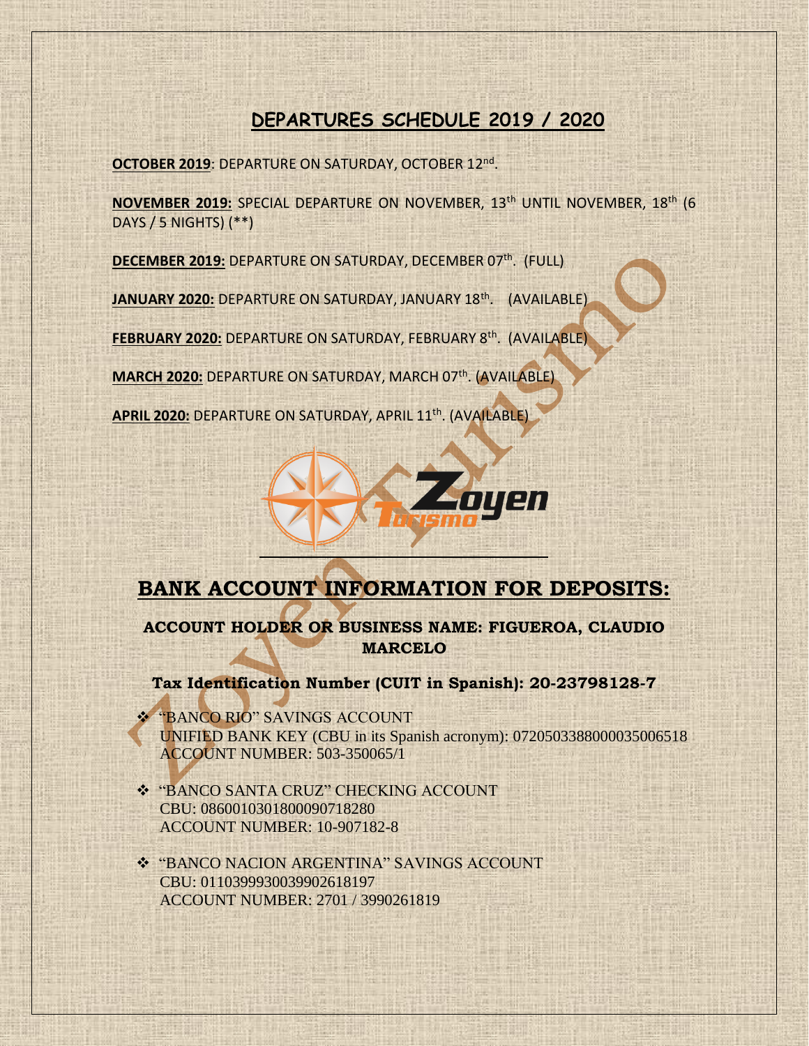# DEPARTURES SCHEDULE 2019 / 2020

**OCTOBER 2019**: DEPARTURE ON SATURDAY, OCTOBER 12nd.

**NOVEMBER 2019:** SPECIAL DEPARTURE ON NOVEMBER, 13th UNTIL NOVEMBER, 18th (6 DAYS / 5 NIGHTS) (**)

**DECEMBER 2019:** DEPARTURE ON SATURDAY, DECEMBER 07th. (FULL)

**JANUARY 2020:** DEPARTURE ON SATURDAY, JANUARY 18th. (AVAILABLE)

**FEBRUARY 2020:** DEPARTURE ON SATURDAY, FEBRUARY 8th. (AVAILABLE)

**MARCH 2020:** DEPARTURE ON SATURDAY, MARCH 07th. (AVAILABLE)

**APRIL 2020:** DEPARTURE ON SATURDAY, APRIL 11th. (AVAILABLE)

Turismo Zoyen

## BANK ACCOUNT INFORMATION FOR DEPOSITS:

### ACCOUNT HOLDER OR BUSINESS NAME: FIGUEROA, CLAUDIO MARCELO

### Tax Identification Number (CUIT in Spanish): 20-23798128-7

- "BANCO RIO" SAVINGS ACCOUNT
  UNIFIED BANK KEY (CBU in its Spanish acronym): 0720503388000035006518
  ACCOUNT NUMBER: 503-350065/1

- "BANCO SANTA CRUZ" CHECKING ACCOUNT
  CBU: 0860010301800090718280
  ACCOUNT NUMBER: 10-907182-8

- "BANCO NACION ARGENTINA" SAVINGS ACCOUNT
  CBU: 0110399930039902618197
  ACCOUNT NUMBER: 2701 / 3990261819